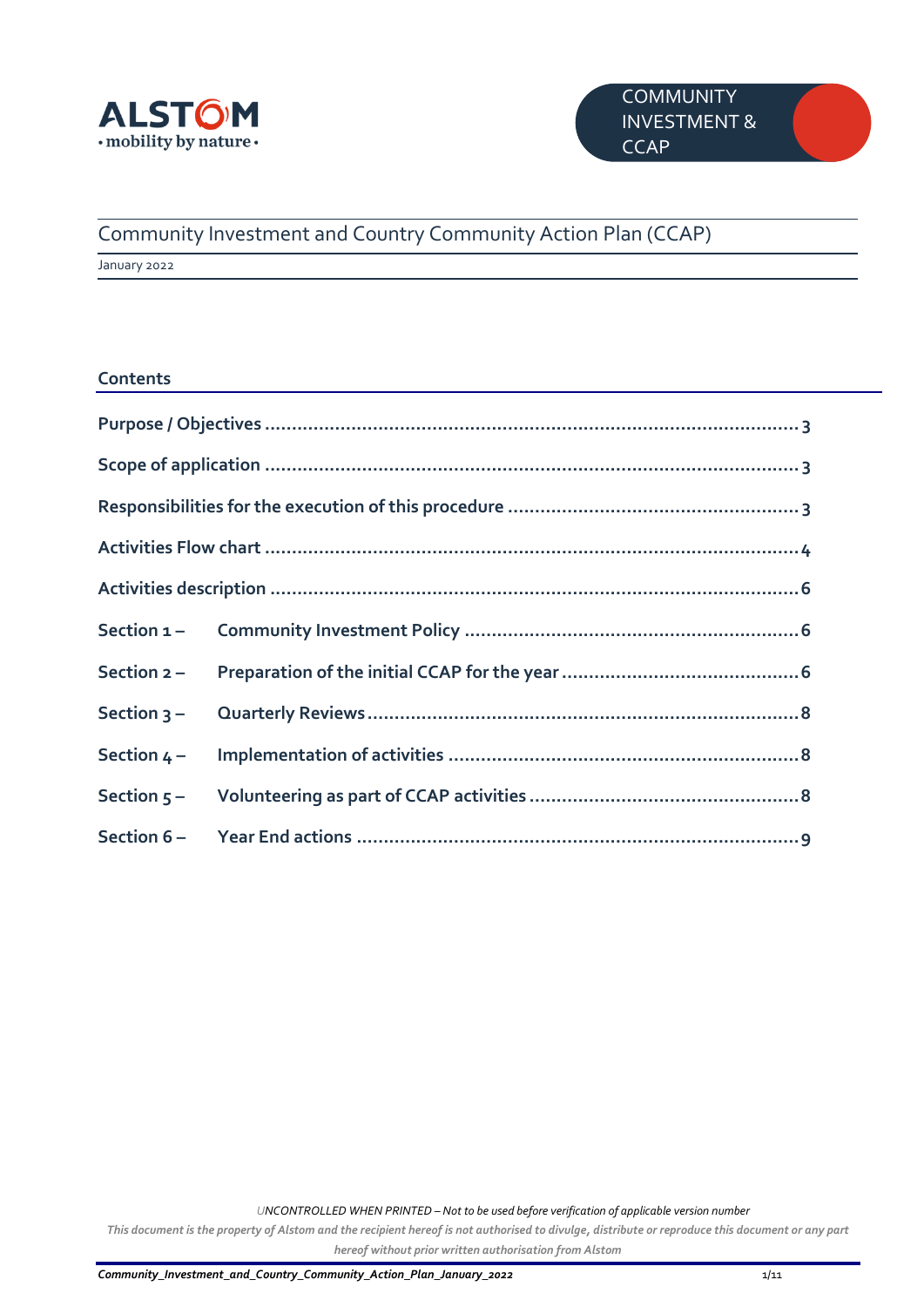ALSTOM
• mobility by nature •

COMMUNITY INVESTMENT & CCAP

# Community Investment and Country Community Action Plan (CCAP)

January 2022

## Contents

| | | |
|---|---|---|
| **Purpose / Objectives** | | **3** |
| **Scope of application** | | **3** |
| **Responsibilities for the execution of this procedure** | | **3** |
| **Activities Flow chart** | | **4** |
| **Activities description** | | **6** |
| **Section 1 –** | **Community Investment Policy** | **6** |
| **Section 2 –** | **Preparation of the initial CCAP for the year** | **6** |
| **Section 3 –** | **Quarterly Reviews** | **8** |
| **Section 4 –** | **Implementation of activities** | **8** |
| **Section 5 –** | **Volunteering as part of CCAP activities** | **8** |
| **Section 6 –** | **Year End actions** | **9** |

*UNCONTROLLED WHEN PRINTED – Not to be used before verification of applicable version number*

*This document is the property of Alstom and the recipient hereof is not authorised to divulge, distribute or reproduce this document or any part hereof without prior written authorisation from Alstom*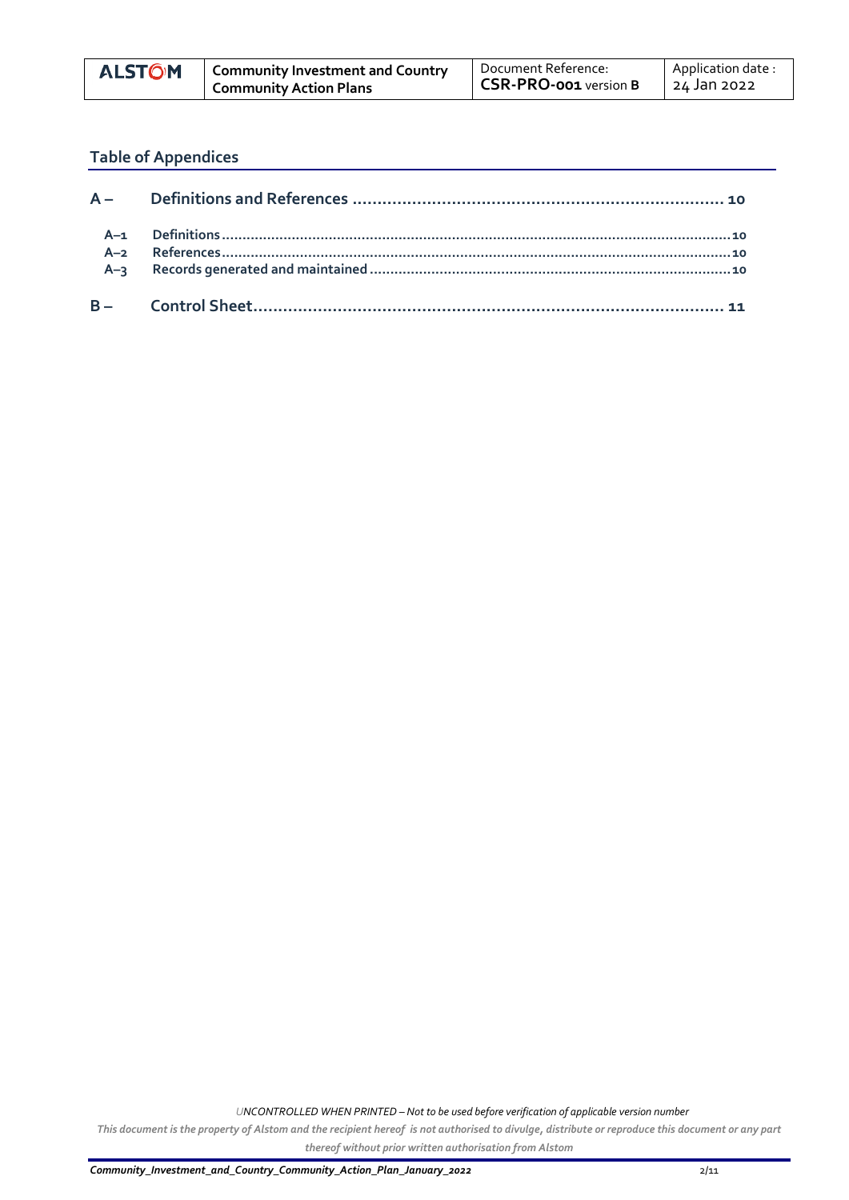## Table of Appendices

**A – Definitions and References** ........................................................................ 10

- A–1 Definitions ........................................................................ 10
- A–2 References ........................................................................ 10
- A–3 Records generated and maintained ........................................................................ 10

**B – Control Sheet** ........................................................................ 11

*UNCONTROLLED WHEN PRINTED – Not to be used before verification of applicable version number*

*This document is the property of Alstom and the recipient hereof is not authorised to divulge, distribute or reproduce this document or any part thereof without prior written authorisation from Alstom*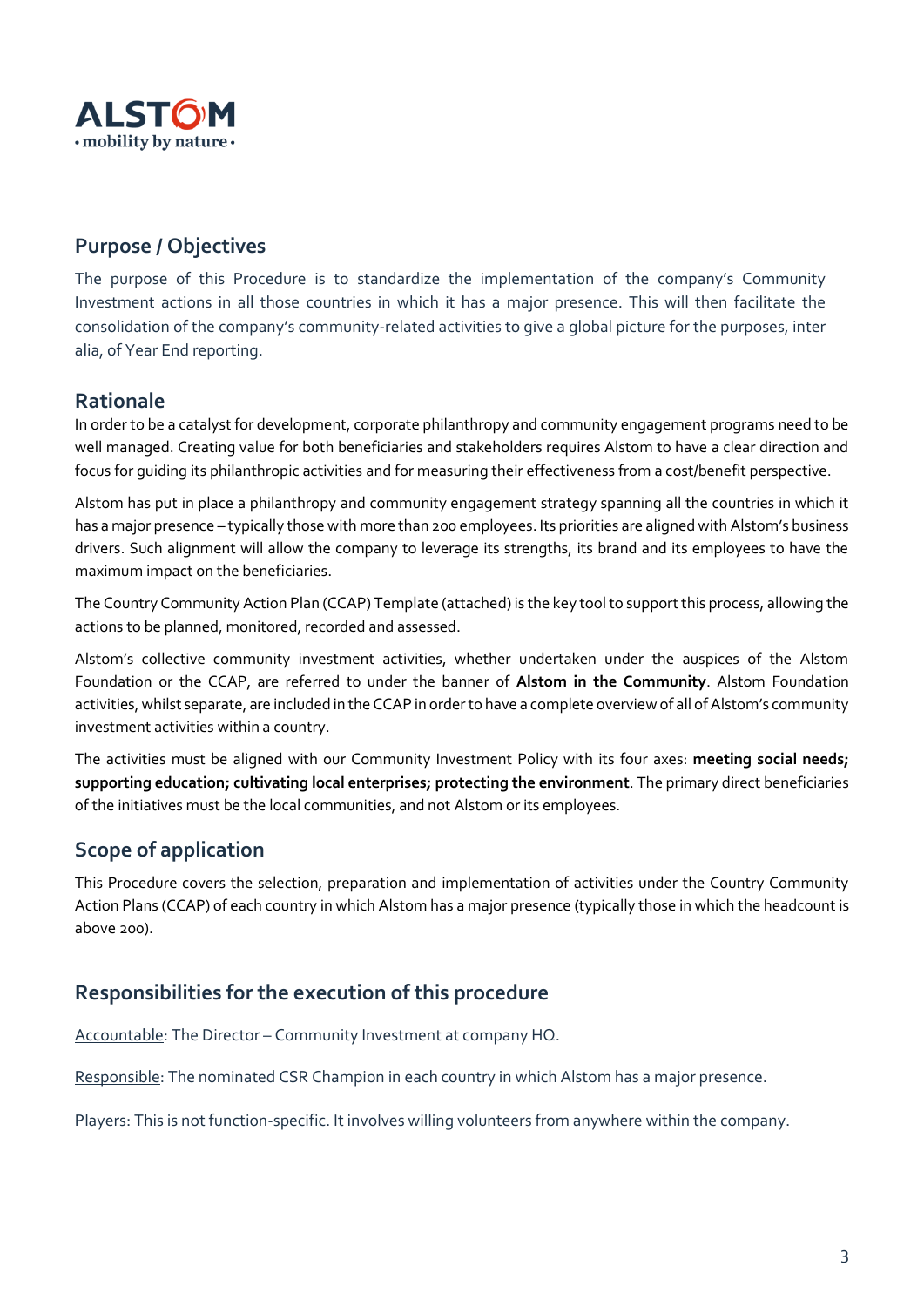ALSTOM
• mobility by nature •

## Purpose / Objectives

The purpose of this Procedure is to standardize the implementation of the company's Community Investment actions in all those countries in which it has a major presence. This will then facilitate the consolidation of the company's community-related activities to give a global picture for the purposes, inter alia, of Year End reporting.

## Rationale

In order to be a catalyst for development, corporate philanthropy and community engagement programs need to be well managed. Creating value for both beneficiaries and stakeholders requires Alstom to have a clear direction and focus for guiding its philanthropic activities and for measuring their effectiveness from a cost/benefit perspective.

Alstom has put in place a philanthropy and community engagement strategy spanning all the countries in which it has a major presence – typically those with more than 200 employees. Its priorities are aligned with Alstom's business drivers. Such alignment will allow the company to leverage its strengths, its brand and its employees to have the maximum impact on the beneficiaries.

The Country Community Action Plan (CCAP) Template (attached) is the key tool to support this process, allowing the actions to be planned, monitored, recorded and assessed.

Alstom's collective community investment activities, whether undertaken under the auspices of the Alstom Foundation or the CCAP, are referred to under the banner of **Alstom in the Community**. Alstom Foundation activities, whilst separate, are included in the CCAP in order to have a complete overview of all of Alstom's community investment activities within a country.

The activities must be aligned with our Community Investment Policy with its four axes: **meeting social needs; supporting education; cultivating local enterprises; protecting the environment**. The primary direct beneficiaries of the initiatives must be the local communities, and not Alstom or its employees.

## Scope of application

This Procedure covers the selection, preparation and implementation of activities under the Country Community Action Plans (CCAP) of each country in which Alstom has a major presence (typically those in which the headcount is above 200).

## Responsibilities for the execution of this procedure

Accountable: The Director – Community Investment at company HQ.

Responsible: The nominated CSR Champion in each country in which Alstom has a major presence.

Players: This is not function-specific. It involves willing volunteers from anywhere within the company.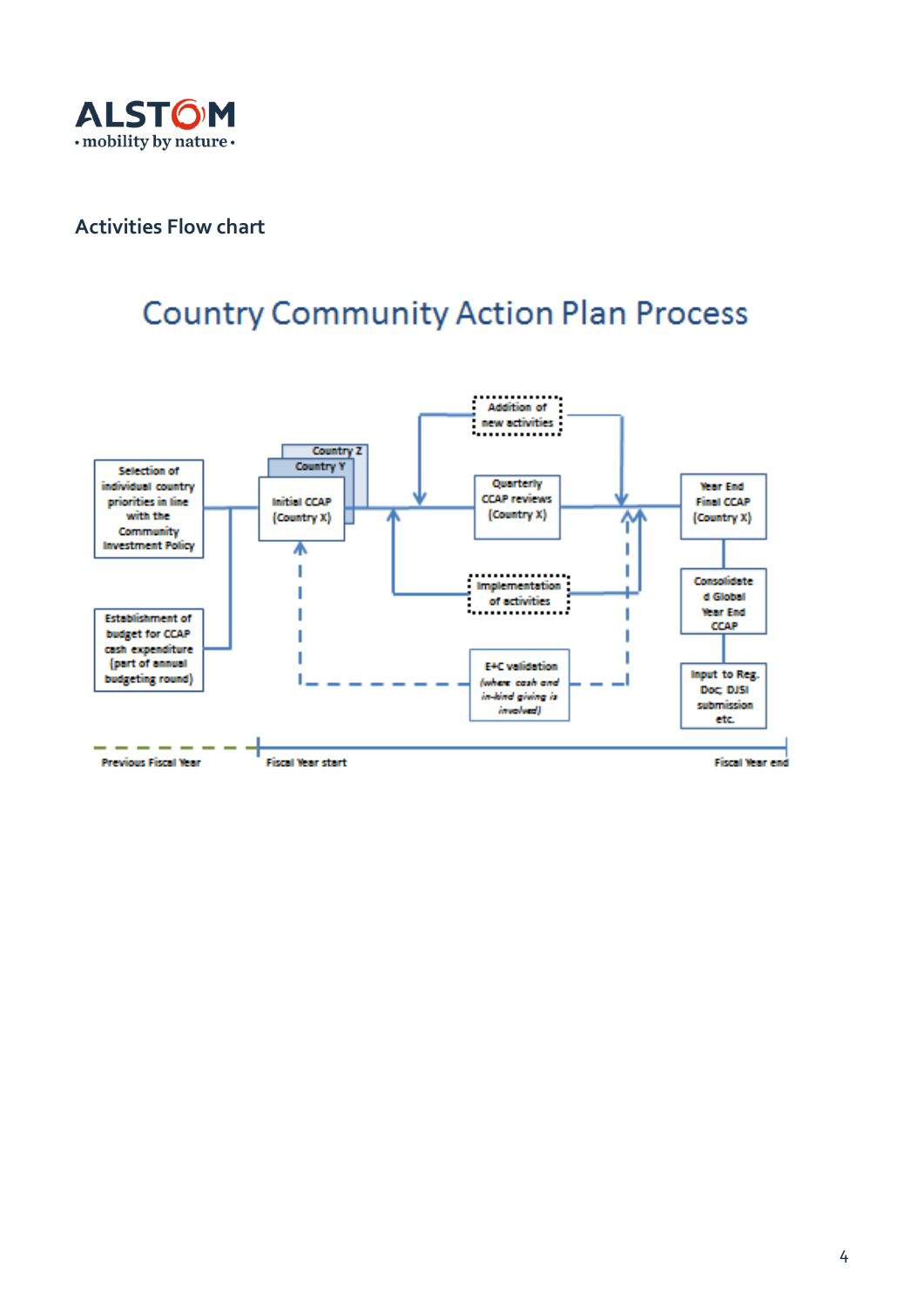## Activities Flow chart

# Country Community Action Plan Process

Selection of individual country priorities in line with the Community Investment Policy

Establishment of budget for CCAP cash expenditure (part of annual budgeting round)

Country Z

Country Y

Initial CCAP (Country X)

Addition of new activities

Quarterly CCAP reviews (Country X)

Implementation of activities

E+C validation *(where cash and in-kind giving is involved)*

Year End Final CCAP (Country X)

Consolidated Global Year End CCAP

Input to Reg. Doc; DJSI submission etc.

Previous Fiscal Year — Fiscal Year start — Fiscal Year end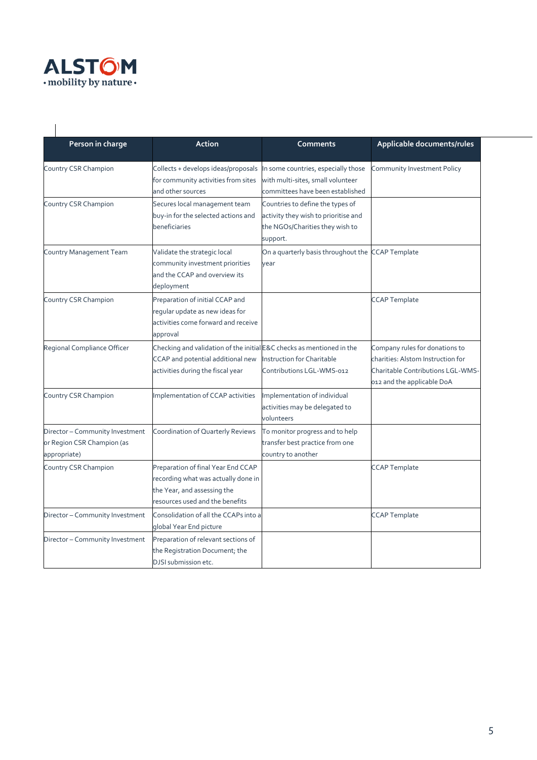| Person in charge | Action | Comments | Applicable documents/rules |
|---|---|---|---|
| Country CSR Champion | Collects + develops ideas/proposals for community activities from sites and other sources | In some countries, especially those with multi-sites, small volunteer committees have been established | Community Investment Policy |
| Country CSR Champion | Secures local management team buy-in for the selected actions and beneficiaries | Countries to define the types of activity they wish to prioritise and the NGOs/Charities they wish to support. | |
| Country Management Team | Validate the strategic local community investment priorities and the CCAP and overview its deployment | On a quarterly basis throughout the year | CCAP Template |
| Country CSR Champion | Preparation of initial CCAP and regular update as new ideas for activities come forward and receive approval | | CCAP Template |
| Regional Compliance Officer | Checking and validation of the initial CCAP and potential additional new activities during the fiscal year | E&C checks as mentioned in the Instruction for Charitable Contributions LGL-WMS-012 | Company rules for donations to charities: Alstom Instruction for Charitable Contributions LGL-WMS-012 and the applicable DoA |
| Country CSR Champion | Implementation of CCAP activities | Implementation of individual activities may be delegated to volunteers | |
| Director – Community Investment or Region CSR Champion (as appropriate) | Coordination of Quarterly Reviews | To monitor progress and to help transfer best practice from one country to another | |
| Country CSR Champion | Preparation of final Year End CCAP recording what was actually done in the Year, and assessing the resources used and the benefits | | CCAP Template |
| Director – Community Investment | Consolidation of all the CCAPs into a global Year End picture | | CCAP Template |
| Director – Community Investment | Preparation of relevant sections of the Registration Document; the DJSI submission etc. | | |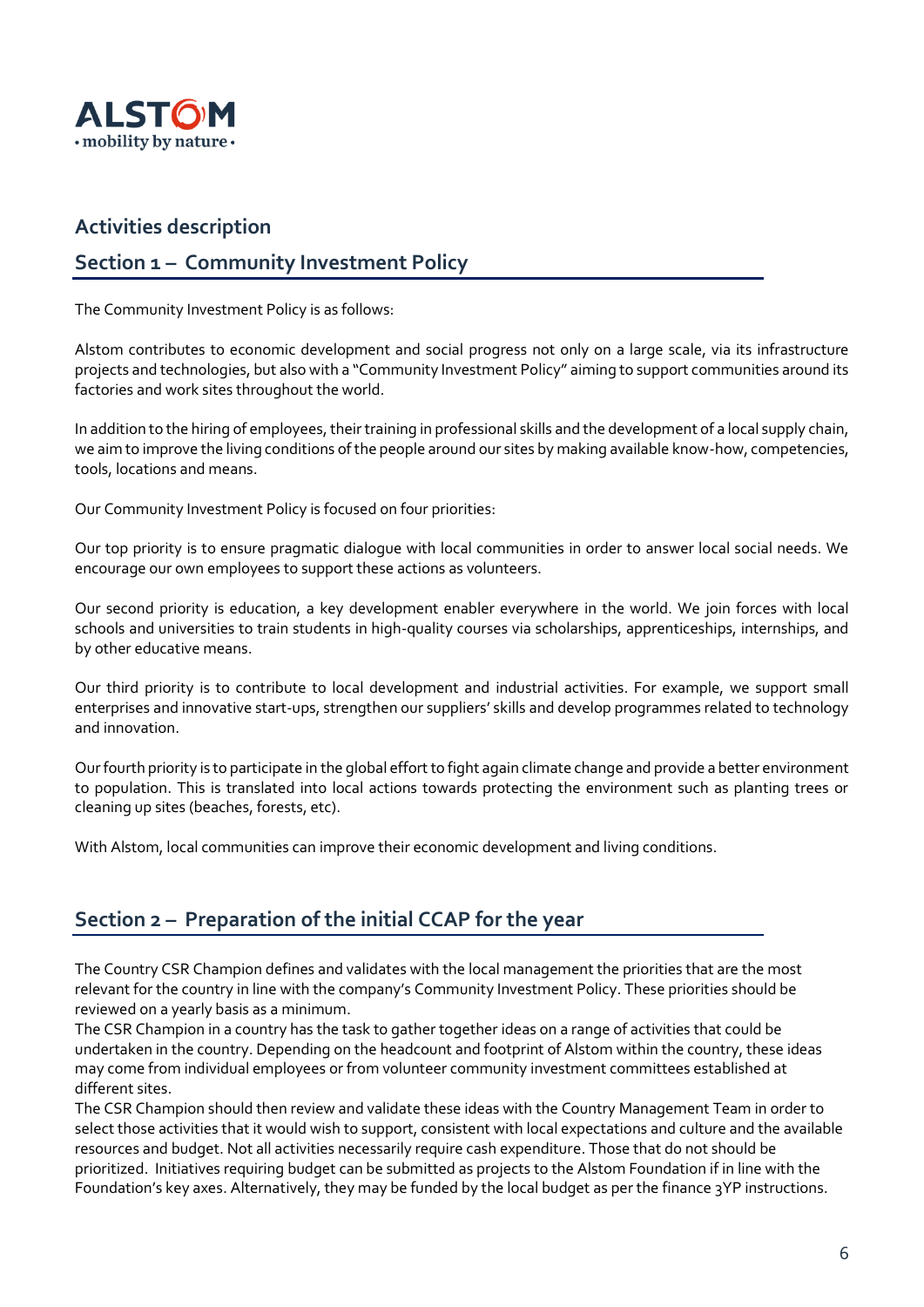## Activities description

### Section 1 – Community Investment Policy

The Community Investment Policy is as follows:

Alstom contributes to economic development and social progress not only on a large scale, via its infrastructure projects and technologies, but also with a "Community Investment Policy" aiming to support communities around its factories and work sites throughout the world.

In addition to the hiring of employees, their training in professional skills and the development of a local supply chain, we aim to improve the living conditions of the people around our sites by making available know-how, competencies, tools, locations and means.

Our Community Investment Policy is focused on four priorities:

Our top priority is to ensure pragmatic dialogue with local communities in order to answer local social needs. We encourage our own employees to support these actions as volunteers.

Our second priority is education, a key development enabler everywhere in the world. We join forces with local schools and universities to train students in high-quality courses via scholarships, apprenticeships, internships, and by other educative means.

Our third priority is to contribute to local development and industrial activities. For example, we support small enterprises and innovative start-ups, strengthen our suppliers' skills and develop programmes related to technology and innovation.

Our fourth priority is to participate in the global effort to fight again climate change and provide a better environment to population. This is translated into local actions towards protecting the environment such as planting trees or cleaning up sites (beaches, forests, etc).

With Alstom, local communities can improve their economic development and living conditions.

### Section 2 – Preparation of the initial CCAP for the year

The Country CSR Champion defines and validates with the local management the priorities that are the most relevant for the country in line with the company's Community Investment Policy. These priorities should be reviewed on a yearly basis as a minimum.

The CSR Champion in a country has the task to gather together ideas on a range of activities that could be undertaken in the country. Depending on the headcount and footprint of Alstom within the country, these ideas may come from individual employees or from volunteer community investment committees established at different sites.

The CSR Champion should then review and validate these ideas with the Country Management Team in order to select those activities that it would wish to support, consistent with local expectations and culture and the available resources and budget. Not all activities necessarily require cash expenditure. Those that do not should be prioritized. Initiatives requiring budget can be submitted as projects to the Alstom Foundation if in line with the Foundation's key axes. Alternatively, they may be funded by the local budget as per the finance 3YP instructions.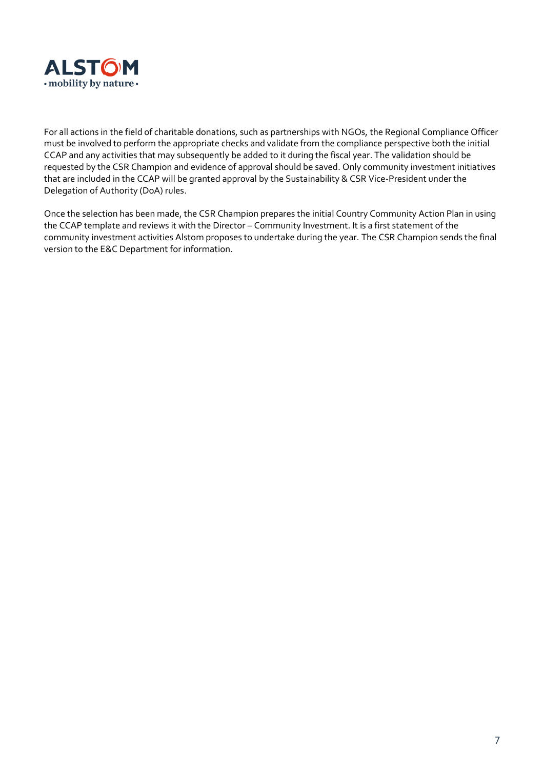For all actions in the field of charitable donations, such as partnerships with NGOs, the Regional Compliance Officer must be involved to perform the appropriate checks and validate from the compliance perspective both the initial CCAP and any activities that may subsequently be added to it during the fiscal year. The validation should be requested by the CSR Champion and evidence of approval should be saved. Only community investment initiatives that are included in the CCAP will be granted approval by the Sustainability & CSR Vice-President under the Delegation of Authority (DoA) rules.

Once the selection has been made, the CSR Champion prepares the initial Country Community Action Plan in using the CCAP template and reviews it with the Director – Community Investment. It is a first statement of the community investment activities Alstom proposes to undertake during the year. The CSR Champion sends the final version to the E&C Department for information.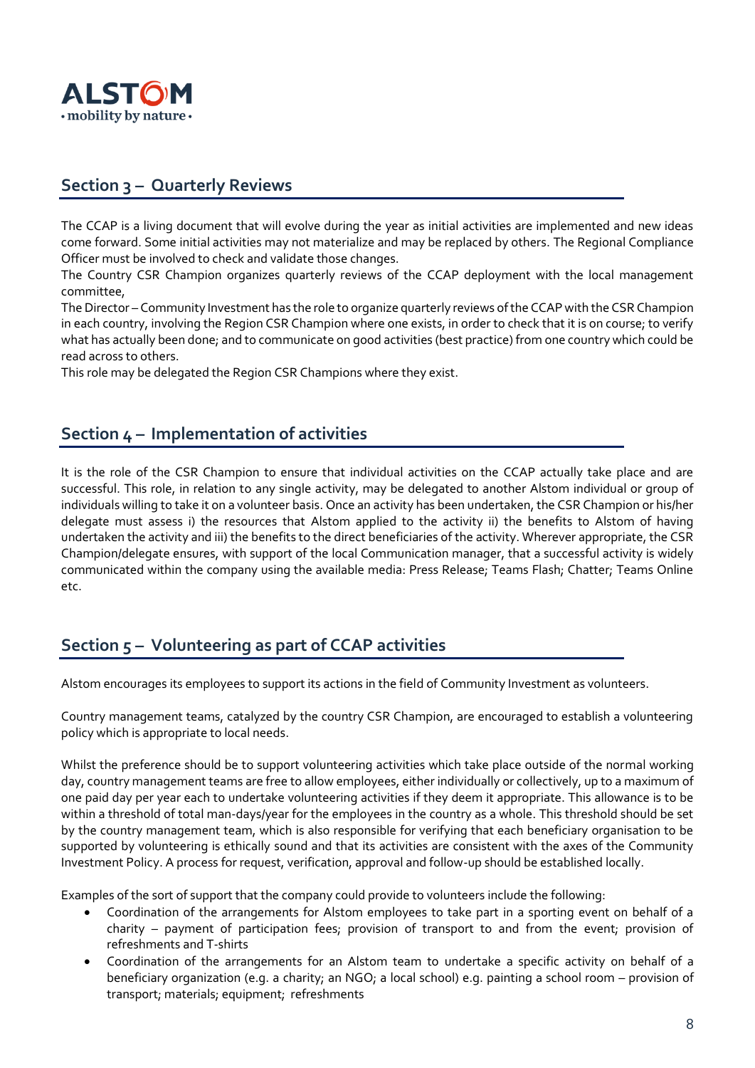## Section 3 – Quarterly Reviews

The CCAP is a living document that will evolve during the year as initial activities are implemented and new ideas come forward. Some initial activities may not materialize and may be replaced by others. The Regional Compliance Officer must be involved to check and validate those changes.
The Country CSR Champion organizes quarterly reviews of the CCAP deployment with the local management committee,
The Director – Community Investment has the role to organize quarterly reviews of the CCAP with the CSR Champion in each country, involving the Region CSR Champion where one exists, in order to check that it is on course; to verify what has actually been done; and to communicate on good activities (best practice) from one country which could be read across to others.
This role may be delegated the Region CSR Champions where they exist.

## Section 4 – Implementation of activities

It is the role of the CSR Champion to ensure that individual activities on the CCAP actually take place and are successful. This role, in relation to any single activity, may be delegated to another Alstom individual or group of individuals willing to take it on a volunteer basis. Once an activity has been undertaken, the CSR Champion or his/her delegate must assess i) the resources that Alstom applied to the activity ii) the benefits to Alstom of having undertaken the activity and iii) the benefits to the direct beneficiaries of the activity. Wherever appropriate, the CSR Champion/delegate ensures, with support of the local Communication manager, that a successful activity is widely communicated within the company using the available media: Press Release; Teams Flash; Chatter; Teams Online etc.

## Section 5 – Volunteering as part of CCAP activities

Alstom encourages its employees to support its actions in the field of Community Investment as volunteers.

Country management teams, catalyzed by the country CSR Champion, are encouraged to establish a volunteering policy which is appropriate to local needs.

Whilst the preference should be to support volunteering activities which take place outside of the normal working day, country management teams are free to allow employees, either individually or collectively, up to a maximum of one paid day per year each to undertake volunteering activities if they deem it appropriate. This allowance is to be within a threshold of total man-days/year for the employees in the country as a whole. This threshold should be set by the country management team, which is also responsible for verifying that each beneficiary organisation to be supported by volunteering is ethically sound and that its activities are consistent with the axes of the Community Investment Policy. A process for request, verification, approval and follow-up should be established locally.

Examples of the sort of support that the company could provide to volunteers include the following:

- Coordination of the arrangements for Alstom employees to take part in a sporting event on behalf of a charity – payment of participation fees; provision of transport to and from the event; provision of refreshments and T-shirts
- Coordination of the arrangements for an Alstom team to undertake a specific activity on behalf of a beneficiary organization (e.g. a charity; an NGO; a local school) e.g. painting a school room – provision of transport; materials; equipment; refreshments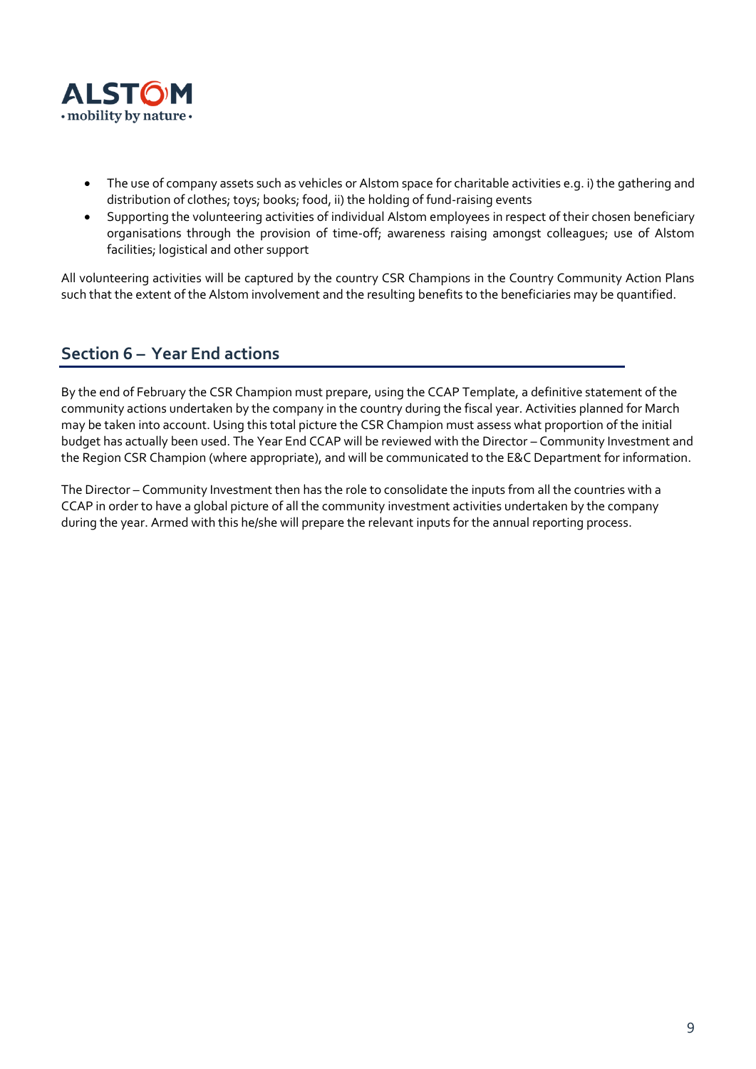- The use of company assets such as vehicles or Alstom space for charitable activities e.g. i) the gathering and distribution of clothes; toys; books; food, ii) the holding of fund-raising events
- Supporting the volunteering activities of individual Alstom employees in respect of their chosen beneficiary organisations through the provision of time-off; awareness raising amongst colleagues; use of Alstom facilities; logistical and other support

All volunteering activities will be captured by the country CSR Champions in the Country Community Action Plans such that the extent of the Alstom involvement and the resulting benefits to the beneficiaries may be quantified.

## Section 6 – Year End actions

By the end of February the CSR Champion must prepare, using the CCAP Template, a definitive statement of the community actions undertaken by the company in the country during the fiscal year. Activities planned for March may be taken into account. Using this total picture the CSR Champion must assess what proportion of the initial budget has actually been used. The Year End CCAP will be reviewed with the Director – Community Investment and the Region CSR Champion (where appropriate), and will be communicated to the E&C Department for information.

The Director – Community Investment then has the role to consolidate the inputs from all the countries with a CCAP in order to have a global picture of all the community investment activities undertaken by the company during the year. Armed with this he/she will prepare the relevant inputs for the annual reporting process.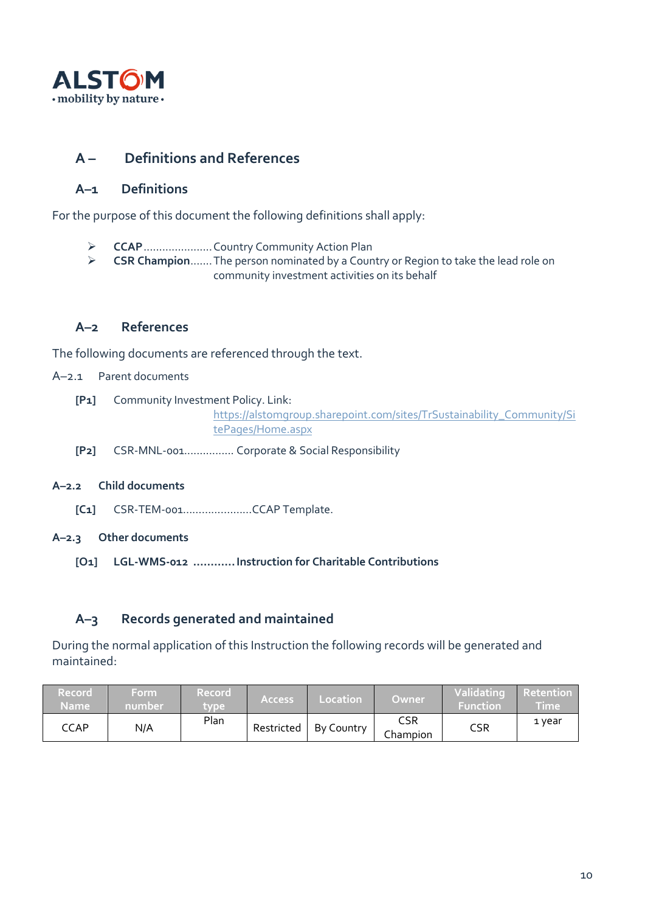## A – Definitions and References

### A–1 Definitions

For the purpose of this document the following definitions shall apply:

- **CCAP**...................... Country Community Action Plan
- **CSR Champion**....... The person nominated by a Country or Region to take the lead role on community investment activities on its behalf

### A–2 References

The following documents are referenced through the text.

A–2.1 Parent documents

**[P1]** Community Investment Policy. Link: https://alstomgroup.sharepoint.com/sites/TrSustainability_Community/SitePages/Home.aspx

**[P2]** CSR-MNL-001................ Corporate & Social Responsibility

**A–2.2 Child documents**

**[C1]** CSR-TEM-001......................CCAP Template.

**A–2.3 Other documents**

**[O1] LGL-WMS-012 ............ Instruction for Charitable Contributions**

### A–3 Records generated and maintained

During the normal application of this Instruction the following records will be generated and maintained:

| Record Name | Form number | Record type | Access | Location | Owner | Validating Function | Retention Time |
|---|---|---|---|---|---|---|---|
| CCAP | N/A | Plan | Restricted | By Country | CSR Champion | CSR | 1 year |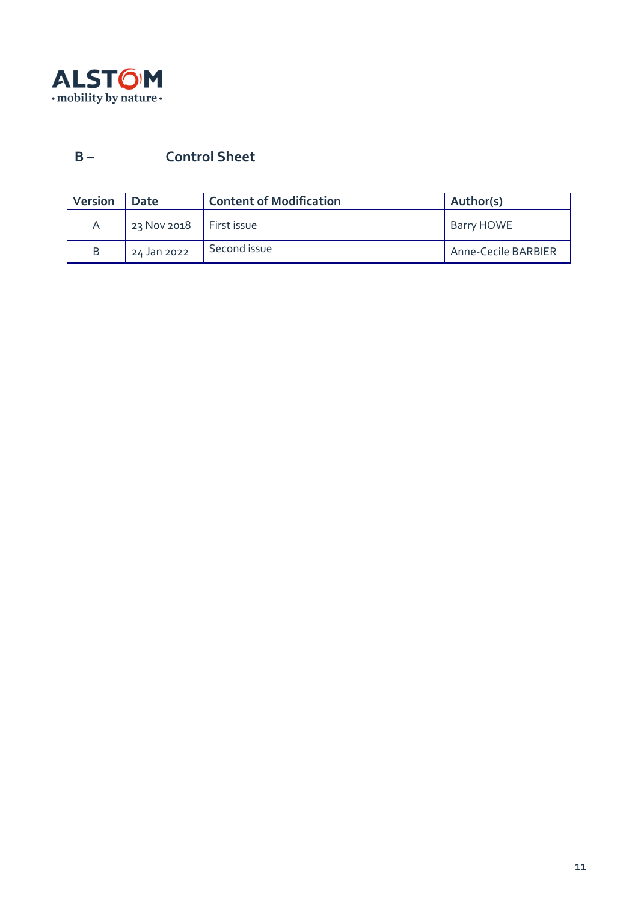ALSTOM
• mobility by nature •

## B – Control Sheet

| Version | Date | Content of Modification | Author(s) |
| --- | --- | --- | --- |
| A | 23 Nov 2018 | First issue | Barry HOWE |
| B | 24 Jan 2022 | Second issue | Anne-Cecile BARBIER |